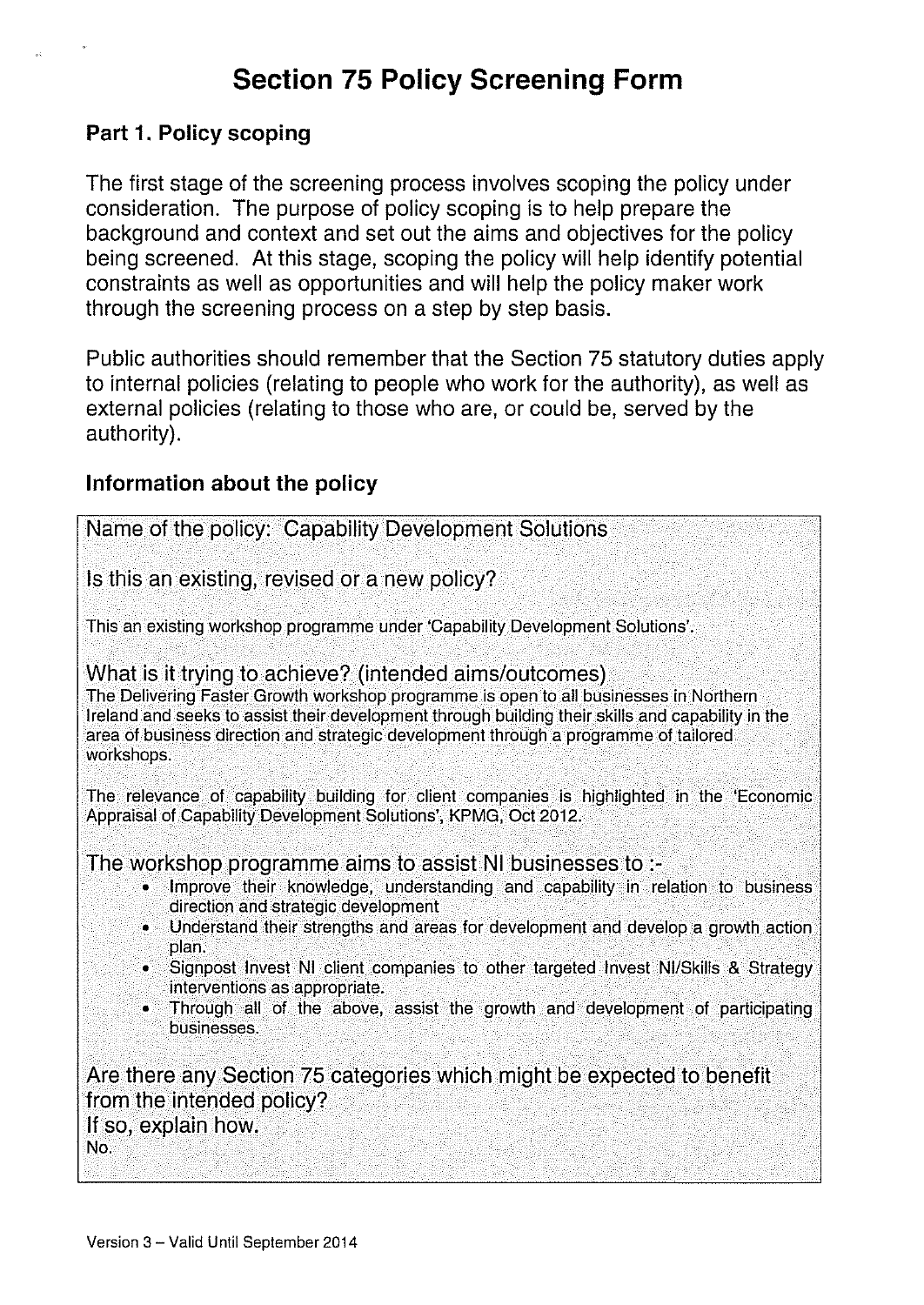# Section 75 Policy Screening Form

## Part 1. Policy scoping

The first stage of the screening process involves scoping the policy under consideration. The purpose of policy scoping is to help prepare the background and context and set out the aims and objectives for the policy being screened. At this stage, scoping the policy will help identify potential constraints as well as opportunities and will help the policy maker work through the screening process on a step by step basis.

Public authorities should remember that the Section 75 statutory duties apply to internal policies (relating to people who work for the authority), as well as external policies (relating to those who are, or could be, served by the authority).

### Information about the policy

Name of the policy: Capability Development Solutions

Is this an existing, revised or a new policy?

This an existing workshop programme under 'Capability Development Solutions'.

What is it trying to achieve? (intended aims/outcomes)

The Delivering Faster Growth workshop programme is open to all businesses in Northern Ireland and seeks to assist their development through building their skills and capability in the area of business direction and strategic development through a programme of tailored workshops.

The relevance of capability building for client companies is highlighted in the 'Economic Appraisal of Capability Development Solutions', KPMG, Oct 2012.

The workshop programme aims to assist NI businesses to :-

- Improve their knowledge, understanding and capability in relation to business direction and strategic development
- Understand their strengths and areas for development and develop a growth action plan.
- Signpost Invest NI client companies to other targeted Invest NI/Skills & Strategy interventions as appropriate.
- Through all of the above, assist the growth and development of participating businesses.

Are there any Section 75 categories which might be expected to benefit from the intended policy?
If so, explain how.
No.

Version 3 – Valid Until September 2014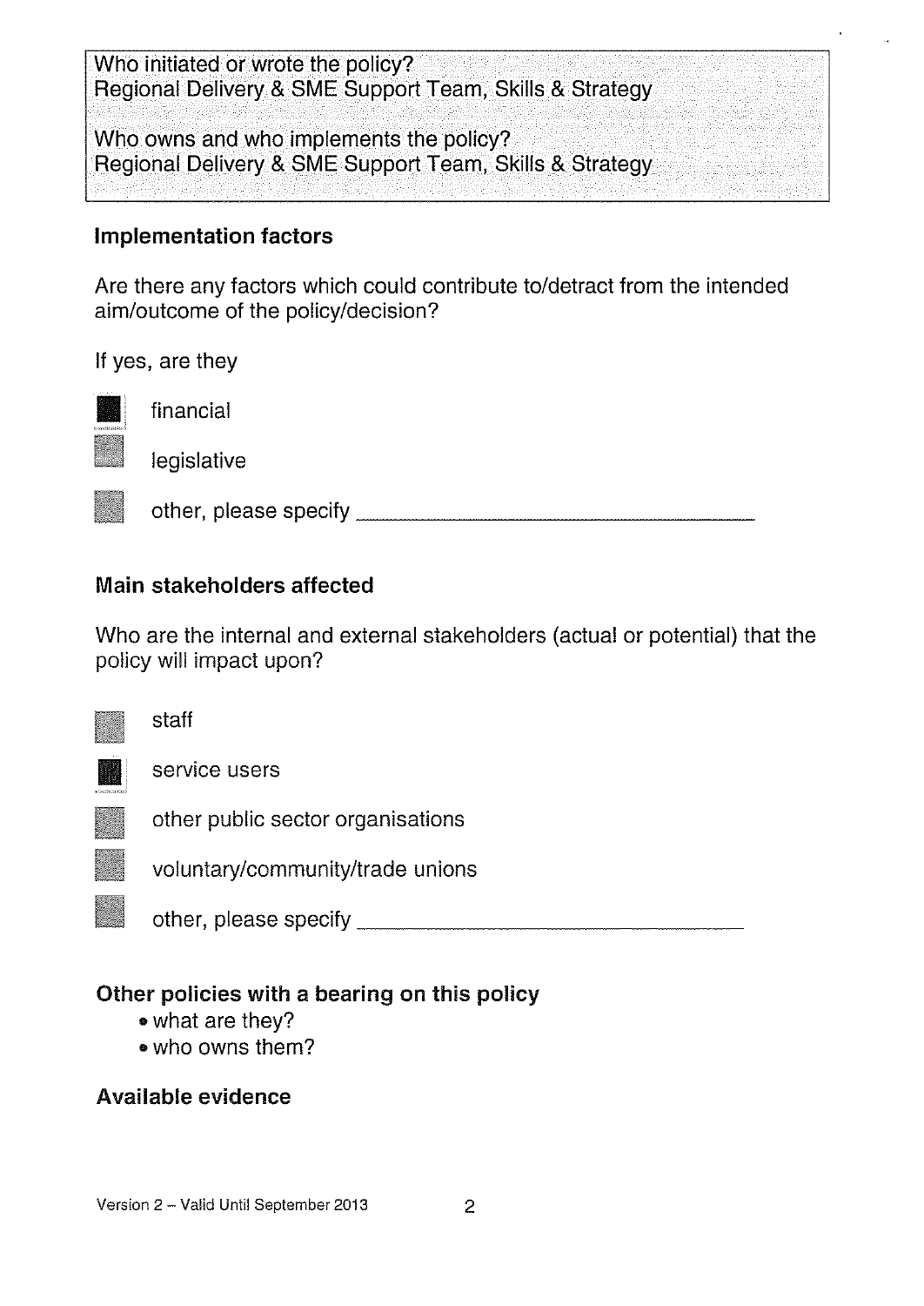Who initiated or wrote the policy?
Regional Delivery & SME Support Team, Skills & Strategy

Who owns and who implements the policy?
Regional Delivery & SME Support Team, Skills & Strategy

### Implementation factors

Are there any factors which could contribute to/detract from the intended aim/outcome of the policy/decision?

If yes, are they

- [x] financial
- [ ] legislative
- [ ] other, please specify ______________________________

### Main stakeholders affected

Who are the internal and external stakeholders (actual or potential) that the policy will impact upon?

- [ ] staff
- [x] service users
- [ ] other public sector organisations
- [ ] voluntary/community/trade unions
- [ ] other, please specify ______________________________

### Other policies with a bearing on this policy

- what are they?
- who owns them?

### Available evidence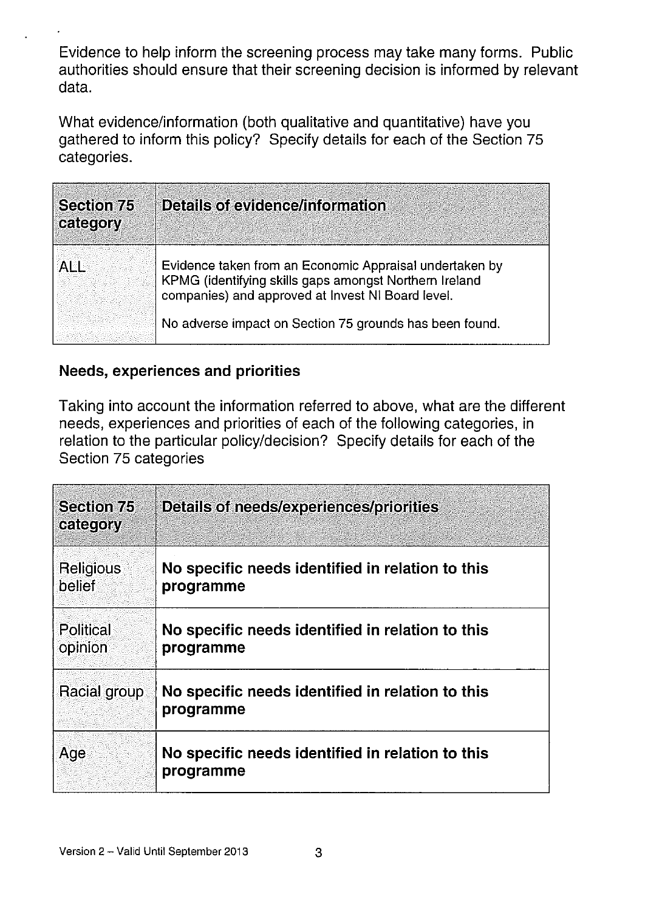Evidence to help inform the screening process may take many forms. Public authorities should ensure that their screening decision is informed by relevant data.

What evidence/information (both qualitative and quantitative) have you gathered to inform this policy? Specify details for each of the Section 75 categories.

| Section 75 category | Details of evidence/information |
| --- | --- |
| ALL | Evidence taken from an Economic Appraisal undertaken by KPMG (identifying skills gaps amongst Northern Ireland companies) and approved at Invest NI Board level.<br><br>No adverse impact on Section 75 grounds has been found. |

### Needs, experiences and priorities

Taking into account the information referred to above, what are the different needs, experiences and priorities of each of the following categories, in relation to the particular policy/decision? Specify details for each of the Section 75 categories

| Section 75 category | Details of needs/experiences/priorities |
| --- | --- |
| Religious belief | **No specific needs identified in relation to this programme** |
| Political opinion | **No specific needs identified in relation to this programme** |
| Racial group | **No specific needs identified in relation to this programme** |
| Age | **No specific needs identified in relation to this programme** |

Version 2 – Valid Until September 2013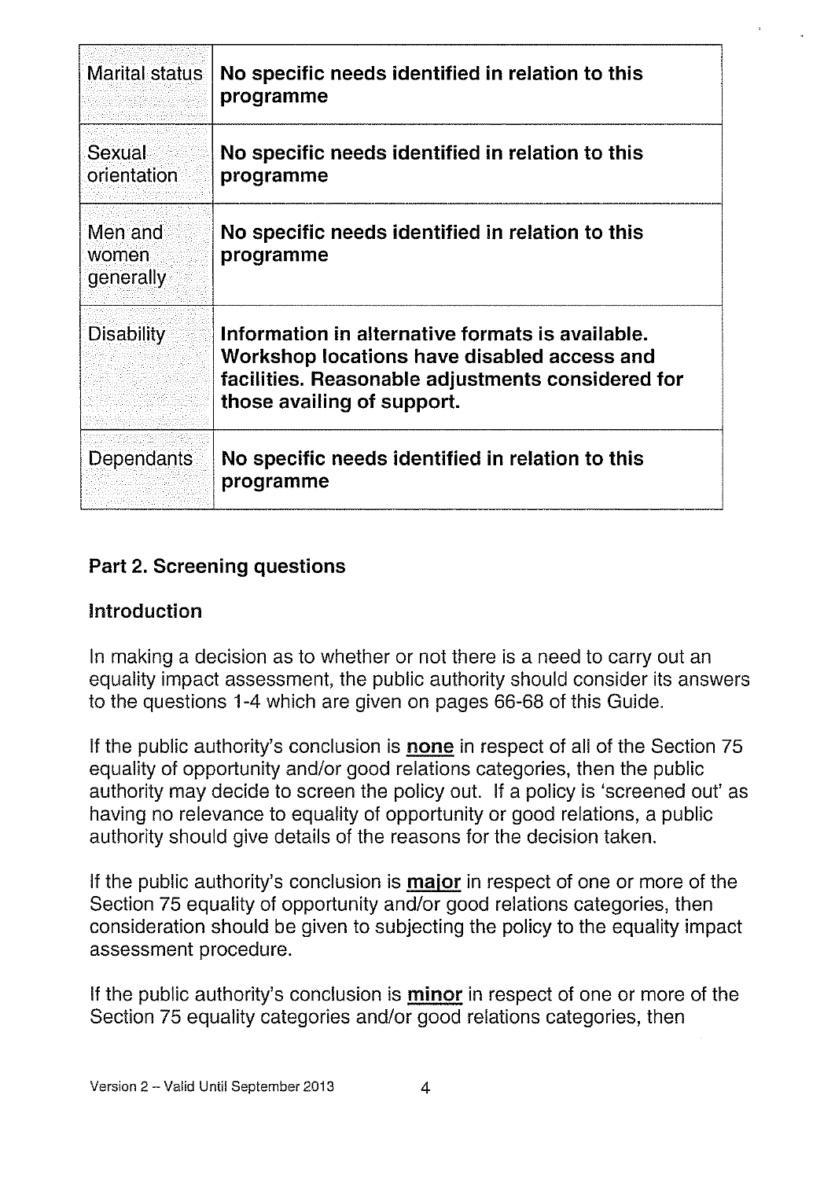| | |
|---|---|
| Marital status | **No specific needs identified in relation to this programme** |
| Sexual orientation | **No specific needs identified in relation to this programme** |
| Men and women generally | **No specific needs identified in relation to this programme** |
| Disability | **Information in alternative formats is available. Workshop locations have disabled access and facilities. Reasonable adjustments considered for those availing of support.** |
| Dependants | **No specific needs identified in relation to this programme** |

### Part 2. Screening questions

#### Introduction

In making a decision as to whether or not there is a need to carry out an equality impact assessment, the public authority should consider its answers to the questions 1-4 which are given on pages 66-68 of this Guide.

If the public authority's conclusion is **none** in respect of all of the Section 75 equality of opportunity and/or good relations categories, then the public authority may decide to screen the policy out. If a policy is 'screened out' as having no relevance to equality of opportunity or good relations, a public authority should give details of the reasons for the decision taken.

If the public authority's conclusion is **major** in respect of one or more of the Section 75 equality of opportunity and/or good relations categories, then consideration should be given to subjecting the policy to the equality impact assessment procedure.

If the public authority's conclusion is **minor** in respect of one or more of the Section 75 equality categories and/or good relations categories, then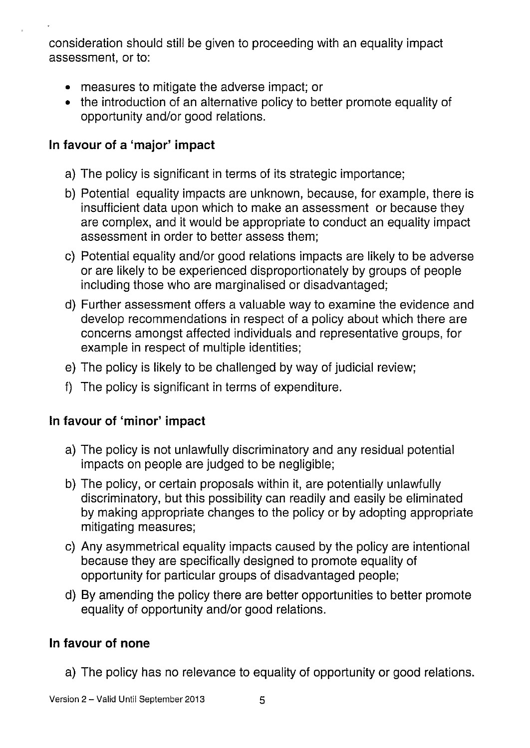consideration should still be given to proceeding with an equality impact assessment, or to:

- measures to mitigate the adverse impact; or
- the introduction of an alternative policy to better promote equality of opportunity and/or good relations.

### In favour of a 'major' impact

a) The policy is significant in terms of its strategic importance;

b) Potential equality impacts are unknown, because, for example, there is insufficient data upon which to make an assessment or because they are complex, and it would be appropriate to conduct an equality impact assessment in order to better assess them;

c) Potential equality and/or good relations impacts are likely to be adverse or are likely to be experienced disproportionately by groups of people including those who are marginalised or disadvantaged;

d) Further assessment offers a valuable way to examine the evidence and develop recommendations in respect of a policy about which there are concerns amongst affected individuals and representative groups, for example in respect of multiple identities;

e) The policy is likely to be challenged by way of judicial review;

f) The policy is significant in terms of expenditure.

### In favour of 'minor' impact

a) The policy is not unlawfully discriminatory and any residual potential impacts on people are judged to be negligible;

b) The policy, or certain proposals within it, are potentially unlawfully discriminatory, but this possibility can readily and easily be eliminated by making appropriate changes to the policy or by adopting appropriate mitigating measures;

c) Any asymmetrical equality impacts caused by the policy are intentional because they are specifically designed to promote equality of opportunity for particular groups of disadvantaged people;

d) By amending the policy there are better opportunities to better promote equality of opportunity and/or good relations.

### In favour of none

a) The policy has no relevance to equality of opportunity or good relations.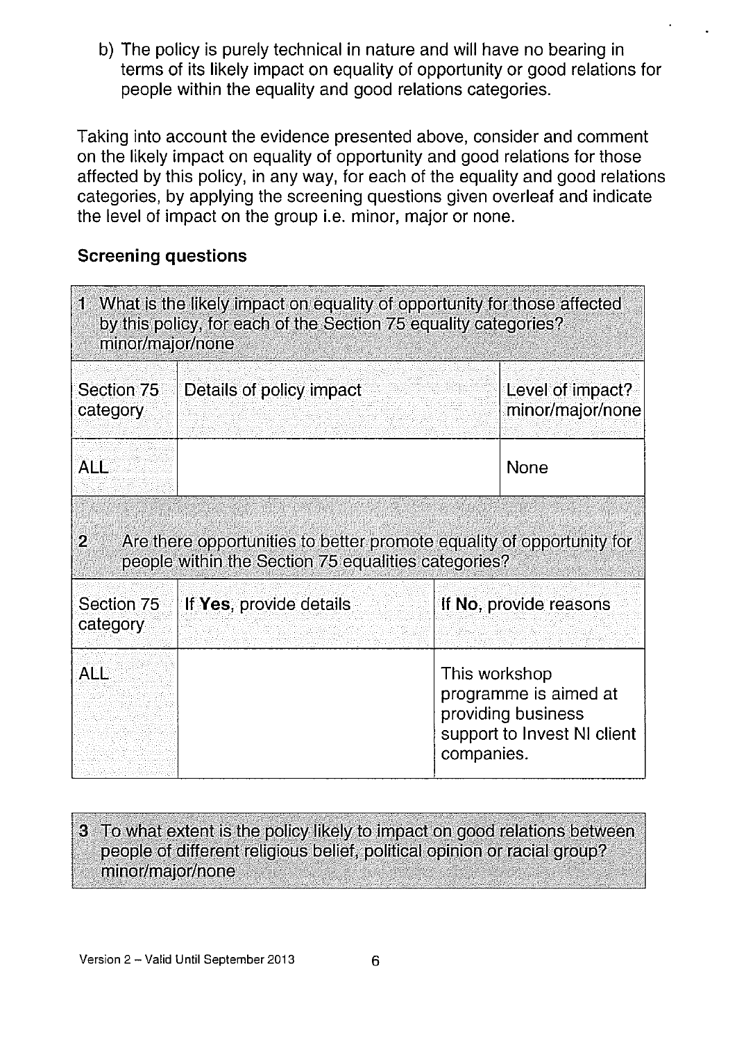b) The policy is purely technical in nature and will have no bearing in terms of its likely impact on equality of opportunity or good relations for people within the equality and good relations categories.

Taking into account the evidence presented above, consider and comment on the likely impact on equality of opportunity and good relations for those affected by this policy, in any way, for each of the equality and good relations categories, by applying the screening questions given overleaf and indicate the level of impact on the group i.e. minor, major or none.

## Screening questions

**1** What is the likely impact on equality of opportunity for those affected by this policy, for each of the Section 75 equality categories? minor/major/none

| Section 75 category | Details of policy impact | Level of impact? minor/major/none |
|---|---|---|
| ALL | | None |

**2** Are there opportunities to better promote equality of opportunity for people within the Section 75 equalities categories?

| Section 75 category | If **Yes**, provide details | If **No**, provide reasons |
|---|---|---|
| ALL | | This workshop programme is aimed at providing business support to Invest NI client companies. |

**3** To what extent is the policy likely to impact on good relations between people of different religious belief, political opinion or racial group? minor/major/none

Version 2 – Valid Until September 2013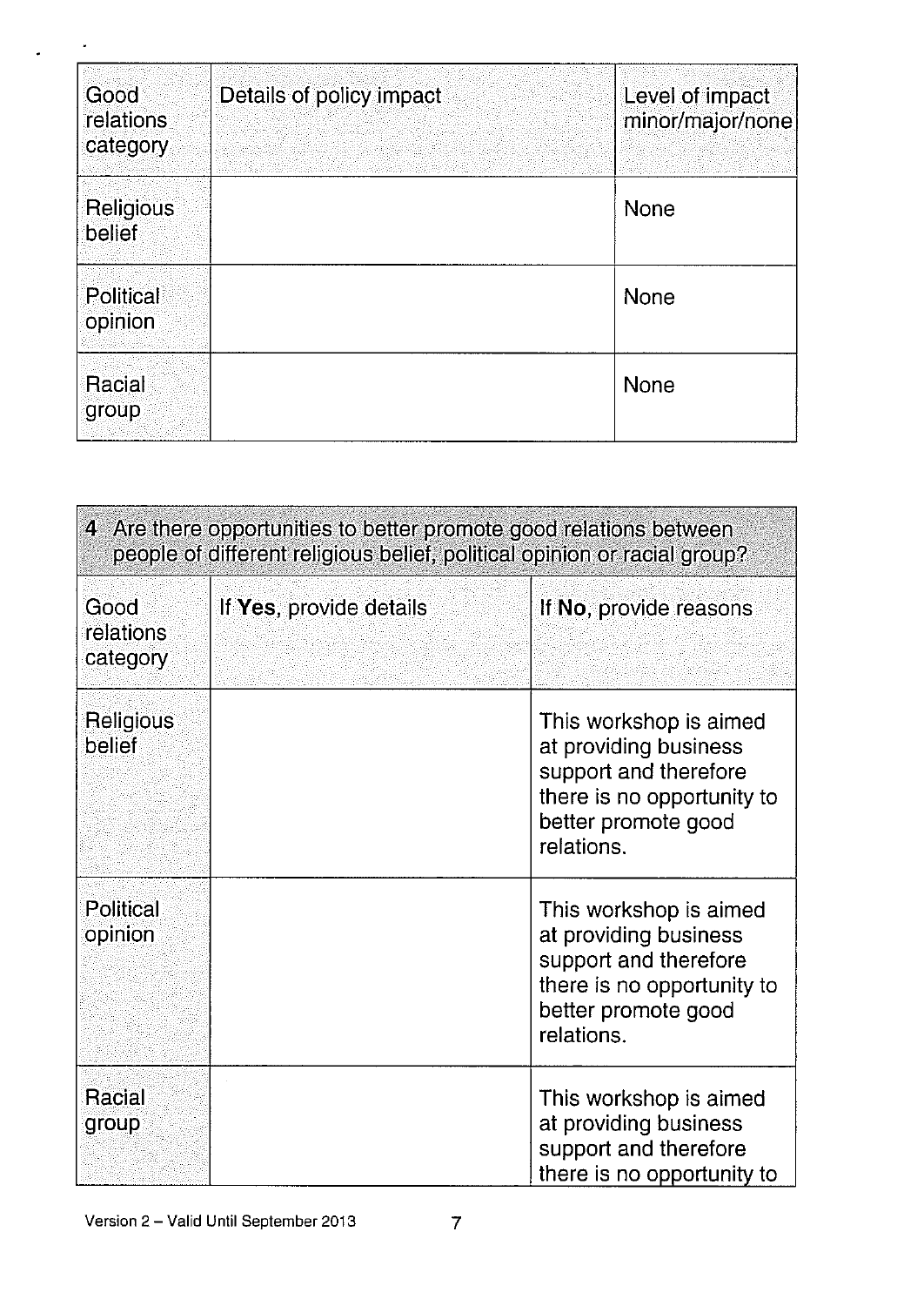| Good relations category | Details of policy impact | Level of impact minor/major/none |
|---|---|---|
| Religious belief | | None |
| Political opinion | | None |
| Racial group | | None |

| 4 Are there opportunities to better promote good relations between people of different religious belief, political opinion or racial group? | | |
|---|---|---|
| Good relations category | If **Yes**, provide details | If **No**, provide reasons |
| Religious belief | | This workshop is aimed at providing business support and therefore there is no opportunity to better promote good relations. |
| Political opinion | | This workshop is aimed at providing business support and therefore there is no opportunity to better promote good relations. |
| Racial group | | This workshop is aimed at providing business support and therefore there is no opportunity to |

Version 2 – Valid Until September 2013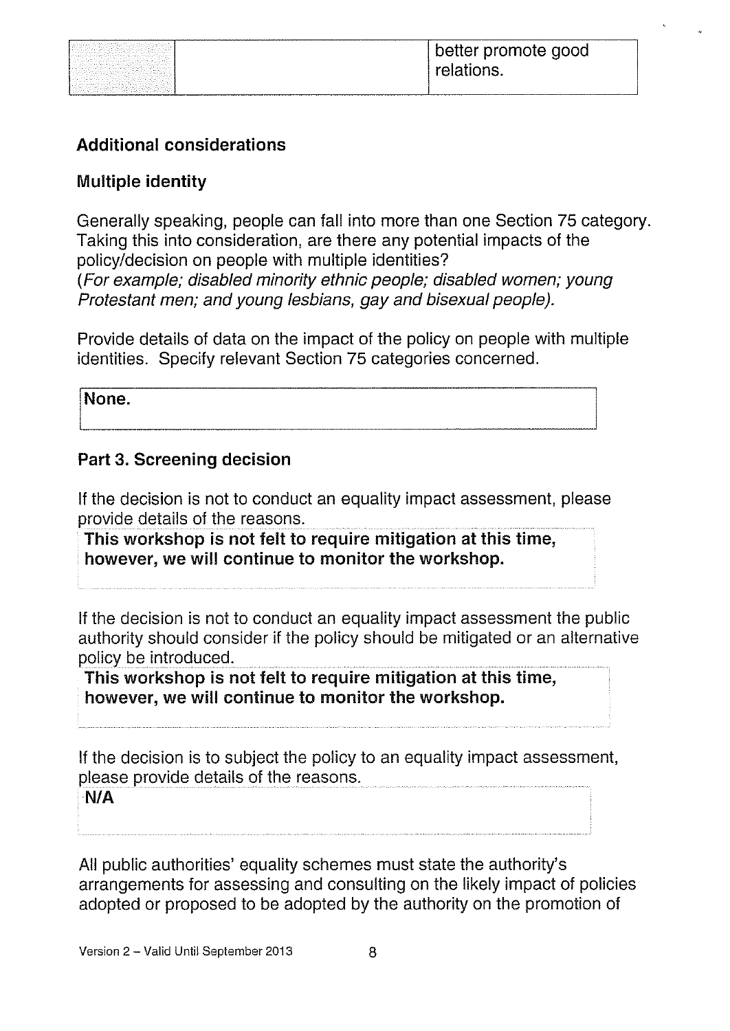| | | |
|---|---|---|
| | | better promote good relations. |

**Additional considerations**

**Multiple identity**

Generally speaking, people can fall into more than one Section 75 category. Taking this into consideration, are there any potential impacts of the policy/decision on people with multiple identities?
*(For example; disabled minority ethnic people; disabled women; young Protestant men; and young lesbians, gay and bisexual people).*

Provide details of data on the impact of the policy on people with multiple identities. Specify relevant Section 75 categories concerned.

**None.**

**Part 3. Screening decision**

If the decision is not to conduct an equality impact assessment, please provide details of the reasons.

**This workshop is not felt to require mitigation at this time, however, we will continue to monitor the workshop.**

If the decision is not to conduct an equality impact assessment the public authority should consider if the policy should be mitigated or an alternative policy be introduced.

**This workshop is not felt to require mitigation at this time, however, we will continue to monitor the workshop.**

If the decision is to subject the policy to an equality impact assessment, please provide details of the reasons.

**N/A**

All public authorities' equality schemes must state the authority's arrangements for assessing and consulting on the likely impact of policies adopted or proposed to be adopted by the authority on the promotion of

Version 2 – Valid Until September 2013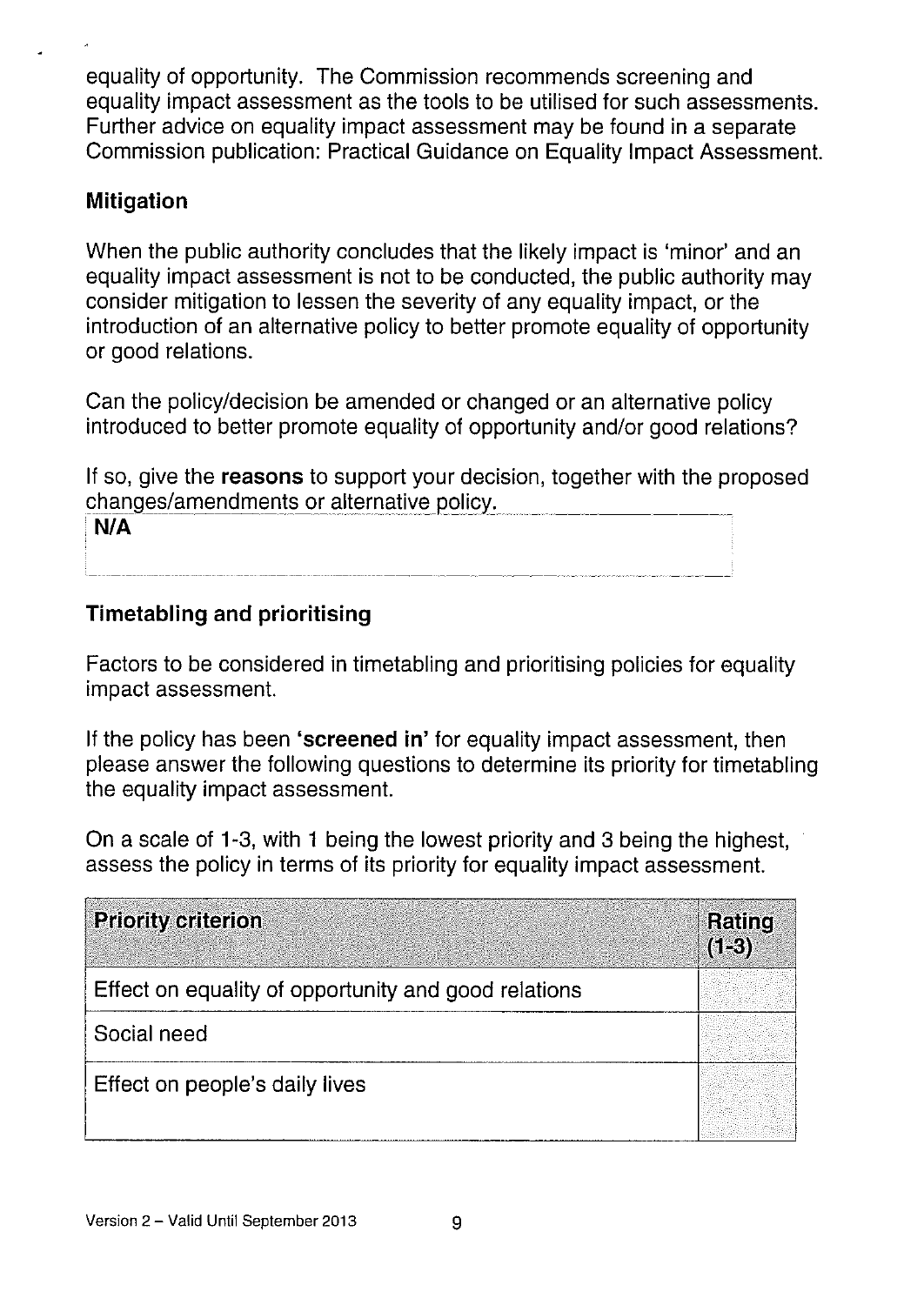equality of opportunity. The Commission recommends screening and equality impact assessment as the tools to be utilised for such assessments. Further advice on equality impact assessment may be found in a separate Commission publication: Practical Guidance on Equality Impact Assessment.

### Mitigation

When the public authority concludes that the likely impact is 'minor' and an equality impact assessment is not to be conducted, the public authority may consider mitigation to lessen the severity of any equality impact, or the introduction of an alternative policy to better promote equality of opportunity or good relations.

Can the policy/decision be amended or changed or an alternative policy introduced to better promote equality of opportunity and/or good relations?

If so, give the **reasons** to support your decision, together with the proposed changes/amendments or alternative policy.

| |
|---|
| **N/A** |

### Timetabling and prioritising

Factors to be considered in timetabling and prioritising policies for equality impact assessment.

If the policy has been **'screened in'** for equality impact assessment, then please answer the following questions to determine its priority for timetabling the equality impact assessment.

On a scale of 1-3, with 1 being the lowest priority and 3 being the highest, assess the policy in terms of its priority for equality impact assessment.

| Priority criterion | Rating (1-3) |
|---|---|
| Effect on equality of opportunity and good relations | |
| Social need | |
| Effect on people's daily lives | |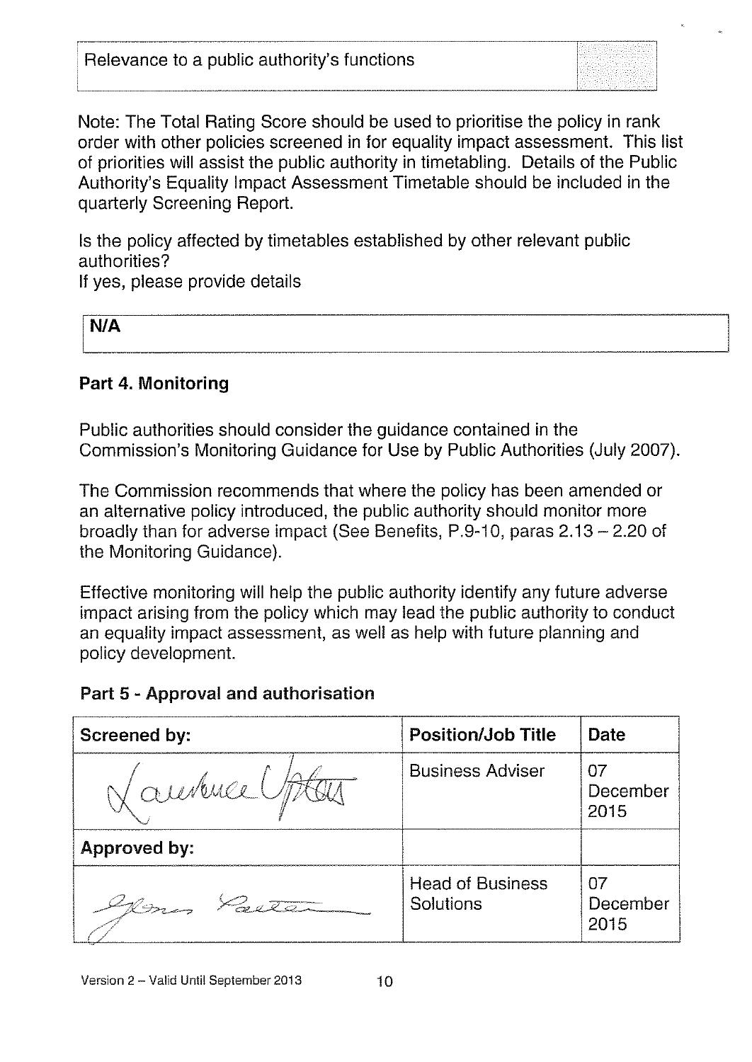| | |
|---|---|
| Relevance to a public authority's functions | |

Note: The Total Rating Score should be used to prioritise the policy in rank order with other policies screened in for equality impact assessment. This list of priorities will assist the public authority in timetabling. Details of the Public Authority's Equality Impact Assessment Timetable should be included in the quarterly Screening Report.

Is the policy affected by timetables established by other relevant public authorities?
If yes, please provide details

| |
|---|
| **N/A** |

## Part 4. Monitoring

Public authorities should consider the guidance contained in the Commission's Monitoring Guidance for Use by Public Authorities (July 2007).

The Commission recommends that where the policy has been amended or an alternative policy introduced, the public authority should monitor more broadly than for adverse impact (See Benefits, P.9-10, paras 2.13 – 2.20 of the Monitoring Guidance).

Effective monitoring will help the public authority identify any future adverse impact arising from the policy which may lead the public authority to conduct an equality impact assessment, as well as help with future planning and policy development.

## Part 5 - Approval and authorisation

| Screened by: | Position/Job Title | Date |
|---|---|---|
| Laurence Upton | Business Adviser | 07 December 2015 |
| **Approved by:** | | |
| Glenn Paxton | Head of Business Solutions | 07 December 2015 |

Version 2 – Valid Until September 2013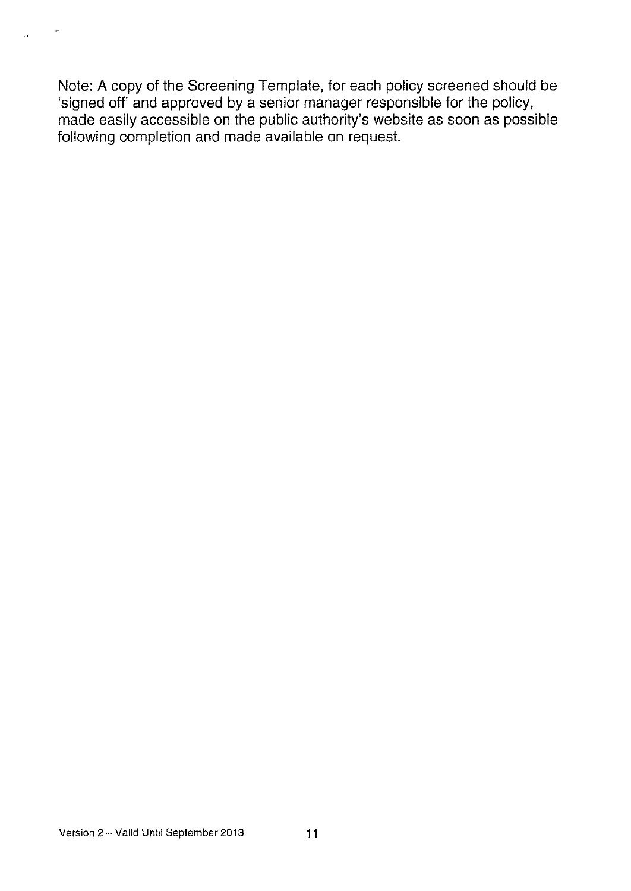Note: A copy of the Screening Template, for each policy screened should be 'signed off' and approved by a senior manager responsible for the policy, made easily accessible on the public authority's website as soon as possible following completion and made available on request.